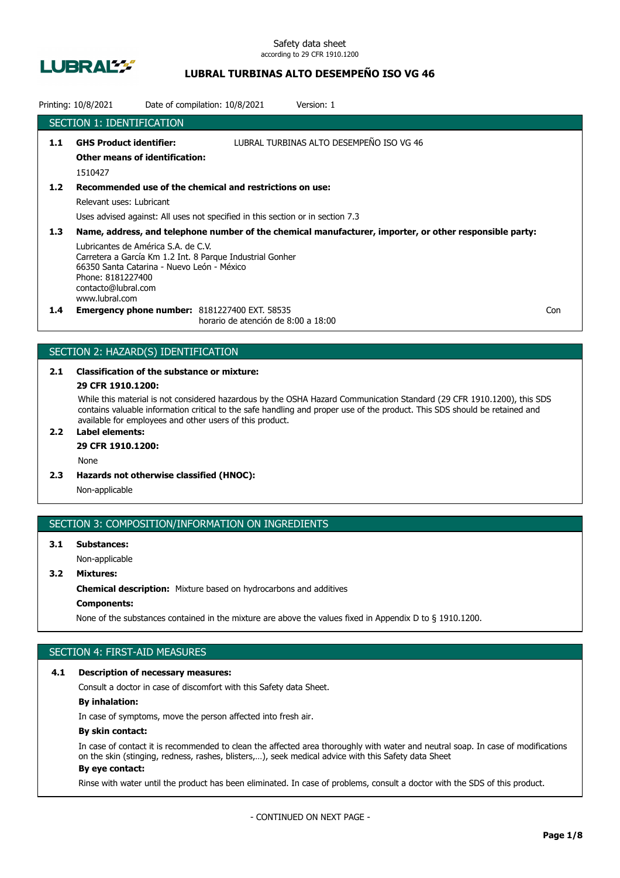Safety data sheet
according to 29 CFR 1910.1200

# LUBRAL TURBINAS ALTO DESEMPEÑO ISO VG 46

Printing: 10/8/2021 Date of compilation: 10/8/2021 Version: 1

## SECTION 1: IDENTIFICATION

**1.1 GHS Product identifier:** LUBRAL TURBINAS ALTO DESEMPEÑO ISO VG 46

**Other means of identification:**

1510427

**1.2 Recommended use of the chemical and restrictions on use:**

Relevant uses: Lubricant

Uses advised against: All uses not specified in this section or in section 7.3

**1.3 Name, address, and telephone number of the chemical manufacturer, importer, or other responsible party:**

Lubricantes de América S.A. de C.V.
Carretera a García Km 1.2 Int. 8 Parque Industrial Gonher
66350 Santa Catarina - Nuevo León - México
Phone: 8181227400
contacto@lubral.com
www.lubral.com

**1.4 Emergency phone number:** 8181227400 EXT. 58535
horario de atención de 8:00 a 18:00

Con

## SECTION 2: HAZARD(S) IDENTIFICATION

**2.1 Classification of the substance or mixture:**

**29 CFR 1910.1200:**

While this material is not considered hazardous by the OSHA Hazard Communication Standard (29 CFR 1910.1200), this SDS contains valuable information critical to the safe handling and proper use of the product. This SDS should be retained and available for employees and other users of this product.

**2.2 Label elements:**

**29 CFR 1910.1200:**

None

**2.3 Hazards not otherwise classified (HNOC):**

Non-applicable

## SECTION 3: COMPOSITION/INFORMATION ON INGREDIENTS

**3.1 Substances:**

Non-applicable

**3.2 Mixtures:**

**Chemical description:** Mixture based on hydrocarbons and additives

**Components:**

None of the substances contained in the mixture are above the values fixed in Appendix D to § 1910.1200.

## SECTION 4: FIRST-AID MEASURES

**4.1 Description of necessary measures:**

Consult a doctor in case of discomfort with this Safety data Sheet.

**By inhalation:**

In case of symptoms, move the person affected into fresh air.

**By skin contact:**

In case of contact it is recommended to clean the affected area thoroughly with water and neutral soap. In case of modifications on the skin (stinging, redness, rashes, blisters,…), seek medical advice with this Safety data Sheet

**By eye contact:**

Rinse with water until the product has been eliminated. In case of problems, consult a doctor with the SDS of this product.

- CONTINUED ON NEXT PAGE -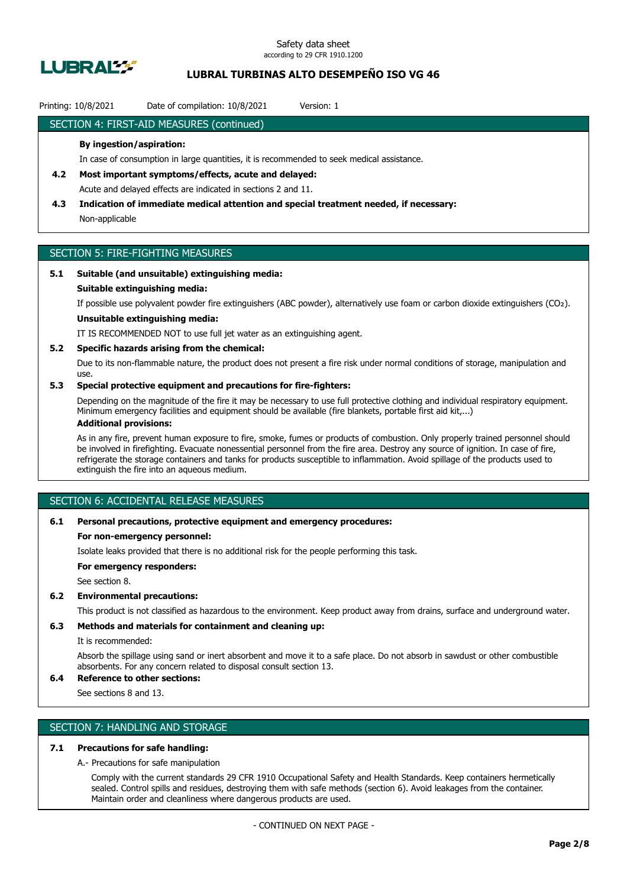## SECTION 4: FIRST-AID MEASURES (continued)

**By ingestion/aspiration:**

In case of consumption in large quantities, it is recommended to seek medical assistance.

**4.2 Most important symptoms/effects, acute and delayed:**

Acute and delayed effects are indicated in sections 2 and 11.

**4.3 Indication of immediate medical attention and special treatment needed, if necessary:**

Non-applicable

## SECTION 5: FIRE-FIGHTING MEASURES

**5.1 Suitable (and unsuitable) extinguishing media:**

**Suitable extinguishing media:**

If possible use polyvalent powder fire extinguishers (ABC powder), alternatively use foam or carbon dioxide extinguishers ($CO_2$).

**Unsuitable extinguishing media:**

IT IS RECOMMENDED NOT to use full jet water as an extinguishing agent.

**5.2 Specific hazards arising from the chemical:**

Due to its non-flammable nature, the product does not present a fire risk under normal conditions of storage, manipulation and use.

**5.3 Special protective equipment and precautions for fire-fighters:**

Depending on the magnitude of the fire it may be necessary to use full protective clothing and individual respiratory equipment. Minimum emergency facilities and equipment should be available (fire blankets, portable first aid kit,...)

**Additional provisions:**

As in any fire, prevent human exposure to fire, smoke, fumes or products of combustion. Only properly trained personnel should be involved in firefighting. Evacuate nonessential personnel from the fire area. Destroy any source of ignition. In case of fire, refrigerate the storage containers and tanks for products susceptible to inflammation. Avoid spillage of the products used to extinguish the fire into an aqueous medium.

## SECTION 6: ACCIDENTAL RELEASE MEASURES

**6.1 Personal precautions, protective equipment and emergency procedures:**

**For non-emergency personnel:**

Isolate leaks provided that there is no additional risk for the people performing this task.

**For emergency responders:**

See section 8.

**6.2 Environmental precautions:**

This product is not classified as hazardous to the environment. Keep product away from drains, surface and underground water.

**6.3 Methods and materials for containment and cleaning up:**

It is recommended:

Absorb the spillage using sand or inert absorbent and move it to a safe place. Do not absorb in sawdust or other combustible absorbents. For any concern related to disposal consult section 13.

**6.4 Reference to other sections:**

See sections 8 and 13.

## SECTION 7: HANDLING AND STORAGE

**7.1 Precautions for safe handling:**

A.- Precautions for safe manipulation

Comply with the current standards 29 CFR 1910 Occupational Safety and Health Standards. Keep containers hermetically sealed. Control spills and residues, destroying them with safe methods (section 6). Avoid leakages from the container. Maintain order and cleanliness where dangerous products are used.

- CONTINUED ON NEXT PAGE -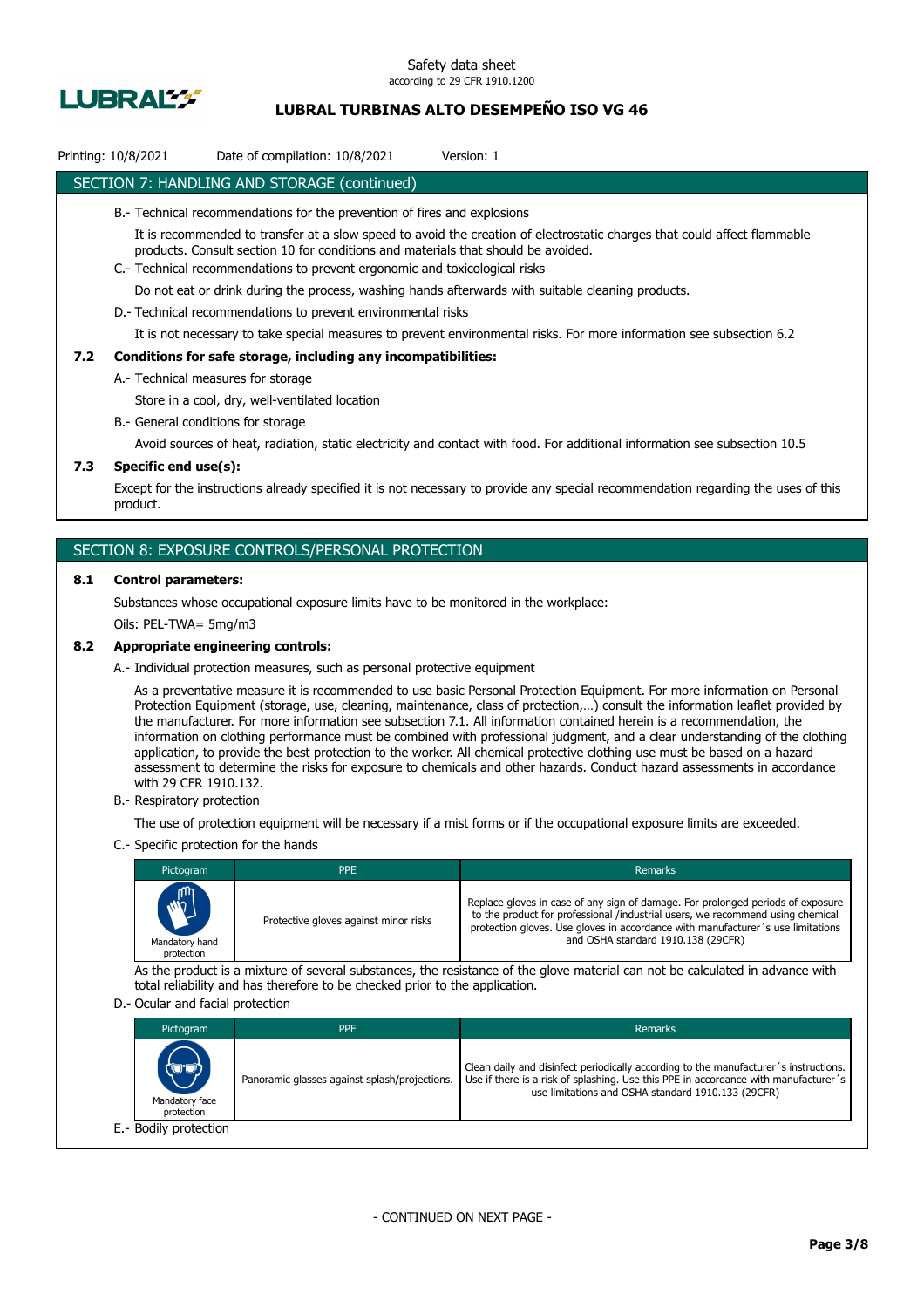## SECTION 7: HANDLING AND STORAGE (continued)

B.- Technical recommendations for the prevention of fires and explosions

It is recommended to transfer at a slow speed to avoid the creation of electrostatic charges that could affect flammable products. Consult section 10 for conditions and materials that should be avoided.

C.- Technical recommendations to prevent ergonomic and toxicological risks

Do not eat or drink during the process, washing hands afterwards with suitable cleaning products.

D.- Technical recommendations to prevent environmental risks

It is not necessary to take special measures to prevent environmental risks. For more information see subsection 6.2

### 7.2 Conditions for safe storage, including any incompatibilities:

A.- Technical measures for storage

Store in a cool, dry, well-ventilated location

B.- General conditions for storage

Avoid sources of heat, radiation, static electricity and contact with food. For additional information see subsection 10.5

### 7.3 Specific end use(s):

Except for the instructions already specified it is not necessary to provide any special recommendation regarding the uses of this product.

## SECTION 8: EXPOSURE CONTROLS/PERSONAL PROTECTION

### 8.1 Control parameters:

Substances whose occupational exposure limits have to be monitored in the workplace:

Oils: PEL-TWA= 5mg/m3

### 8.2 Appropriate engineering controls:

A.- Individual protection measures, such as personal protective equipment

As a preventative measure it is recommended to use basic Personal Protection Equipment. For more information on Personal Protection Equipment (storage, use, cleaning, maintenance, class of protection,…) consult the information leaflet provided by the manufacturer. For more information see subsection 7.1. All information contained herein is a recommendation, the information on clothing performance must be combined with professional judgment, and a clear understanding of the clothing application, to provide the best protection to the worker. All chemical protective clothing use must be based on a hazard assessment to determine the risks for exposure to chemicals and other hazards. Conduct hazard assessments in accordance with 29 CFR 1910.132.

B.- Respiratory protection

The use of protection equipment will be necessary if a mist forms or if the occupational exposure limits are exceeded.

C.- Specific protection for the hands

| Pictogram | PPE | Remarks |
|---|---|---|
| Mandatory hand protection | Protective gloves against minor risks | Replace gloves in case of any sign of damage. For prolonged periods of exposure to the product for professional /industrial users, we recommend using chemical protection gloves. Use gloves in accordance with manufacturer´s use limitations and OSHA standard 1910.138 (29CFR) |

As the product is a mixture of several substances, the resistance of the glove material can not be calculated in advance with total reliability and has therefore to be checked prior to the application.

D.- Ocular and facial protection

| Pictogram | PPE | Remarks |
|---|---|---|
| Mandatory face protection | Panoramic glasses against splash/projections. | Clean daily and disinfect periodically according to the manufacturer´s instructions. Use if there is a risk of splashing. Use this PPE in accordance with manufacturer´s use limitations and OSHA standard 1910.133 (29CFR) |

E.- Bodily protection

- CONTINUED ON NEXT PAGE -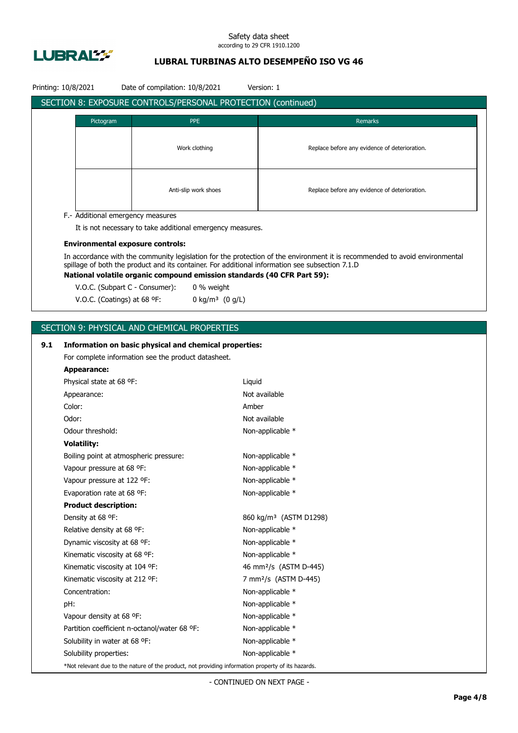## SECTION 8: EXPOSURE CONTROLS/PERSONAL PROTECTION (continued)

| Pictogram | PPE | Remarks |
|---|---|---|
| | Work clothing | Replace before any evidence of deterioration. |
| | Anti-slip work shoes | Replace before any evidence of deterioration. |

F.- Additional emergency measures

It is not necessary to take additional emergency measures.

**Environmental exposure controls:**

In accordance with the community legislation for the protection of the environment it is recommended to avoid environmental spillage of both the product and its container. For additional information see subsection 7.1.D

**National volatile organic compound emission standards (40 CFR Part 59):**

V.O.C. (Subpart C - Consumer): 0 % weight

V.O.C. (Coatings) at 68 ºF: 0 kg/m³ (0 g/L)

## SECTION 9: PHYSICAL AND CHEMICAL PROPERTIES

**9.1 Information on basic physical and chemical properties:**

For complete information see the product datasheet.

**Appearance:**

| | |
|---|---|
| Physical state at 68 ºF: | Liquid |
| Appearance: | Not available |
| Color: | Amber |
| Odor: | Not available |
| Odour threshold: | Non-applicable * |

**Volatility:**

| | |
|---|---|
| Boiling point at atmospheric pressure: | Non-applicable * |
| Vapour pressure at 68 ºF: | Non-applicable * |
| Vapour pressure at 122 ºF: | Non-applicable * |
| Evaporation rate at 68 ºF: | Non-applicable * |

**Product description:**

| | |
|---|---|
| Density at 68 ºF: | 860 kg/m³ (ASTM D1298) |
| Relative density at 68 ºF: | Non-applicable * |
| Dynamic viscosity at 68 ºF: | Non-applicable * |
| Kinematic viscosity at 68 ºF: | Non-applicable * |
| Kinematic viscosity at 104 ºF: | 46 mm²/s (ASTM D-445) |
| Kinematic viscosity at 212 ºF: | 7 mm²/s (ASTM D-445) |
| Concentration: | Non-applicable * |
| pH: | Non-applicable * |
| Vapour density at 68 ºF: | Non-applicable * |
| Partition coefficient n-octanol/water 68 ºF: | Non-applicable * |
| Solubility in water at 68 ºF: | Non-applicable * |
| Solubility properties: | Non-applicable * |

*Not relevant due to the nature of the product, not providing information property of its hazards.

- CONTINUED ON NEXT PAGE -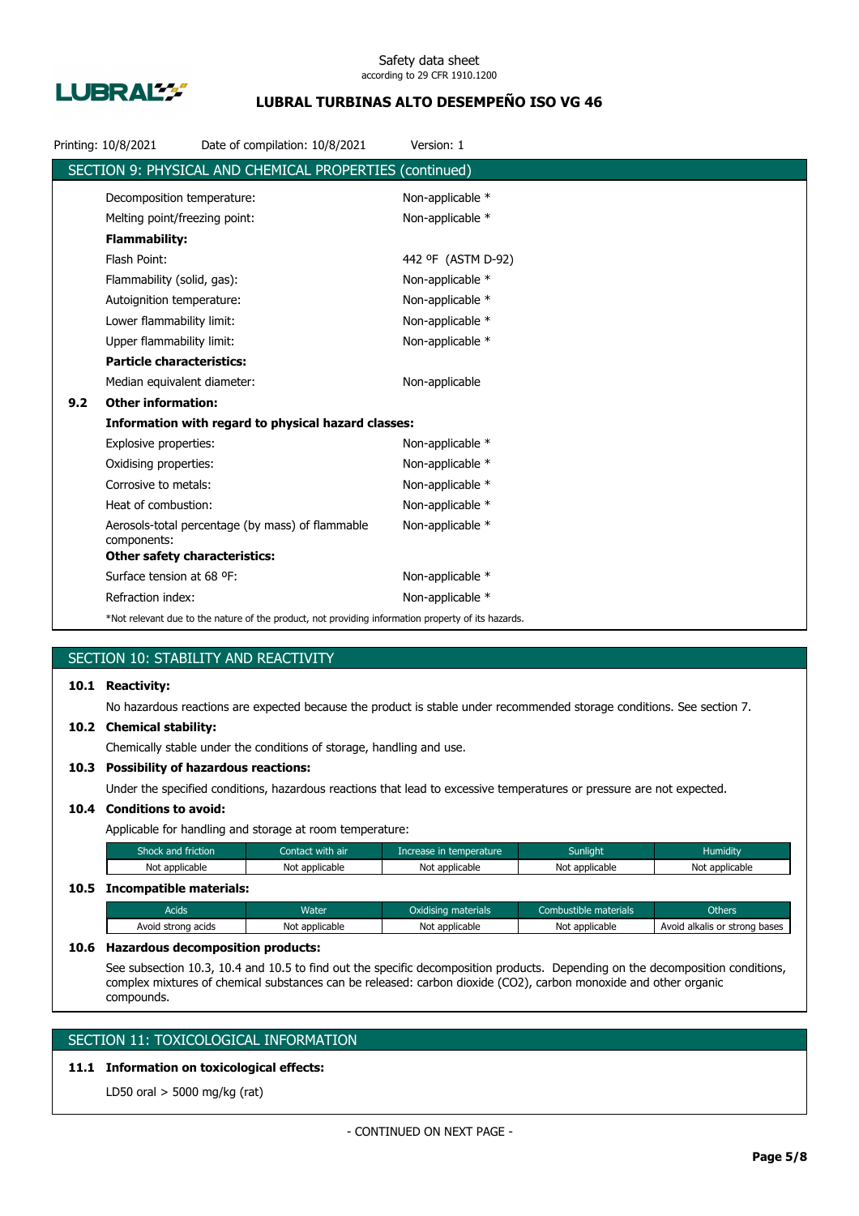## SECTION 9: PHYSICAL AND CHEMICAL PROPERTIES (continued)

| | |
|---|---|
| Decomposition temperature: | Non-applicable * |
| Melting point/freezing point: | Non-applicable * |
| **Flammability:** | |
| Flash Point: | 442 ºF (ASTM D-92) |
| Flammability (solid, gas): | Non-applicable * |
| Autoignition temperature: | Non-applicable * |
| Lower flammability limit: | Non-applicable * |
| Upper flammability limit: | Non-applicable * |
| **Particle characteristics:** | |
| Median equivalent diameter: | Non-applicable |

### 9.2 Other information:

**Information with regard to physical hazard classes:**

| | |
|---|---|
| Explosive properties: | Non-applicable * |
| Oxidising properties: | Non-applicable * |
| Corrosive to metals: | Non-applicable * |
| Heat of combustion: | Non-applicable * |
| Aerosols-total percentage (by mass) of flammable components: | Non-applicable * |

**Other safety characteristics:**

| | |
|---|---|
| Surface tension at 68 ºF: | Non-applicable * |
| Refraction index: | Non-applicable * |

*Not relevant due to the nature of the product, not providing information property of its hazards.

## SECTION 10: STABILITY AND REACTIVITY

### 10.1 Reactivity:

No hazardous reactions are expected because the product is stable under recommended storage conditions. See section 7.

### 10.2 Chemical stability:

Chemically stable under the conditions of storage, handling and use.

### 10.3 Possibility of hazardous reactions:

Under the specified conditions, hazardous reactions that lead to excessive temperatures or pressure are not expected.

### 10.4 Conditions to avoid:

Applicable for handling and storage at room temperature:

| Shock and friction | Contact with air | Increase in temperature | Sunlight | Humidity |
|---|---|---|---|---|
| Not applicable | Not applicable | Not applicable | Not applicable | Not applicable |

### 10.5 Incompatible materials:

| Acids | Water | Oxidising materials | Combustible materials | Others |
|---|---|---|---|---|
| Avoid strong acids | Not applicable | Not applicable | Not applicable | Avoid alkalis or strong bases |

### 10.6 Hazardous decomposition products:

See subsection 10.3, 10.4 and 10.5 to find out the specific decomposition products. Depending on the decomposition conditions, complex mixtures of chemical substances can be released: carbon dioxide ($CO_2$), carbon monoxide and other organic compounds.

## SECTION 11: TOXICOLOGICAL INFORMATION

### 11.1 Information on toxicological effects:

LD50 oral > 5000 mg/kg (rat)

- CONTINUED ON NEXT PAGE -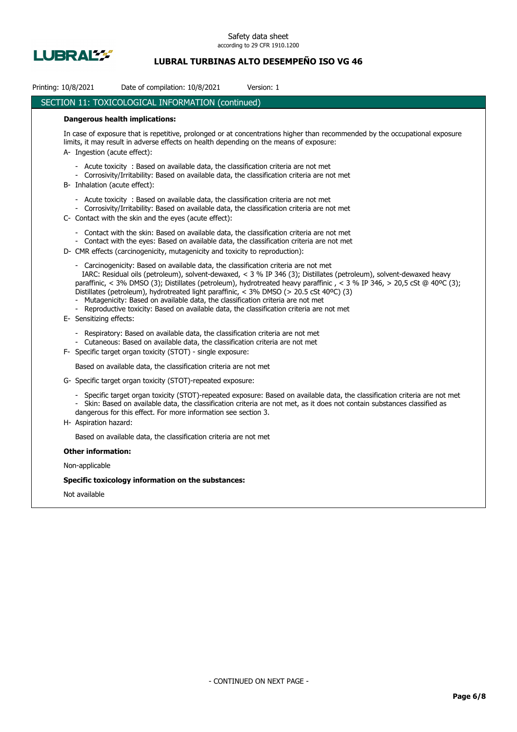## SECTION 11: TOXICOLOGICAL INFORMATION (continued)

**Dangerous health implications:**

In case of exposure that is repetitive, prolonged or at concentrations higher than recommended by the occupational exposure limits, it may result in adverse effects on health depending on the means of exposure:

A- Ingestion (acute effect):

- Acute toxicity : Based on available data, the classification criteria are not met
- Corrosivity/Irritability: Based on available data, the classification criteria are not met

B- Inhalation (acute effect):

- Acute toxicity : Based on available data, the classification criteria are not met
- Corrosivity/Irritability: Based on available data, the classification criteria are not met

C- Contact with the skin and the eyes (acute effect):

- Contact with the skin: Based on available data, the classification criteria are not met
- Contact with the eyes: Based on available data, the classification criteria are not met

D- CMR effects (carcinogenicity, mutagenicity and toxicity to reproduction):

- Carcinogenicity: Based on available data, the classification criteria are not met
  IARC: Residual oils (petroleum), solvent-dewaxed, < 3 % IP 346 (3); Distillates (petroleum), solvent-dewaxed heavy paraffinic, < 3% DMSO (3); Distillates (petroleum), hydrotreated heavy paraffinic , < 3 % IP 346, > 20,5 cSt @ 40ºC (3); Distillates (petroleum), hydrotreated light paraffinic, < 3% DMSO (> 20.5 cSt 40ºC) (3)
- Mutagenicity: Based on available data, the classification criteria are not met
- Reproductive toxicity: Based on available data, the classification criteria are not met

E- Sensitizing effects:

- Respiratory: Based on available data, the classification criteria are not met
- Cutaneous: Based on available data, the classification criteria are not met

F- Specific target organ toxicity (STOT) - single exposure:

Based on available data, the classification criteria are not met

G- Specific target organ toxicity (STOT)-repeated exposure:

- Specific target organ toxicity (STOT)-repeated exposure: Based on available data, the classification criteria are not met
- Skin: Based on available data, the classification criteria are not met, as it does not contain substances classified as dangerous for this effect. For more information see section 3.

H- Aspiration hazard:

Based on available data, the classification criteria are not met

**Other information:**

Non-applicable

**Specific toxicology information on the substances:**

Not available

- CONTINUED ON NEXT PAGE -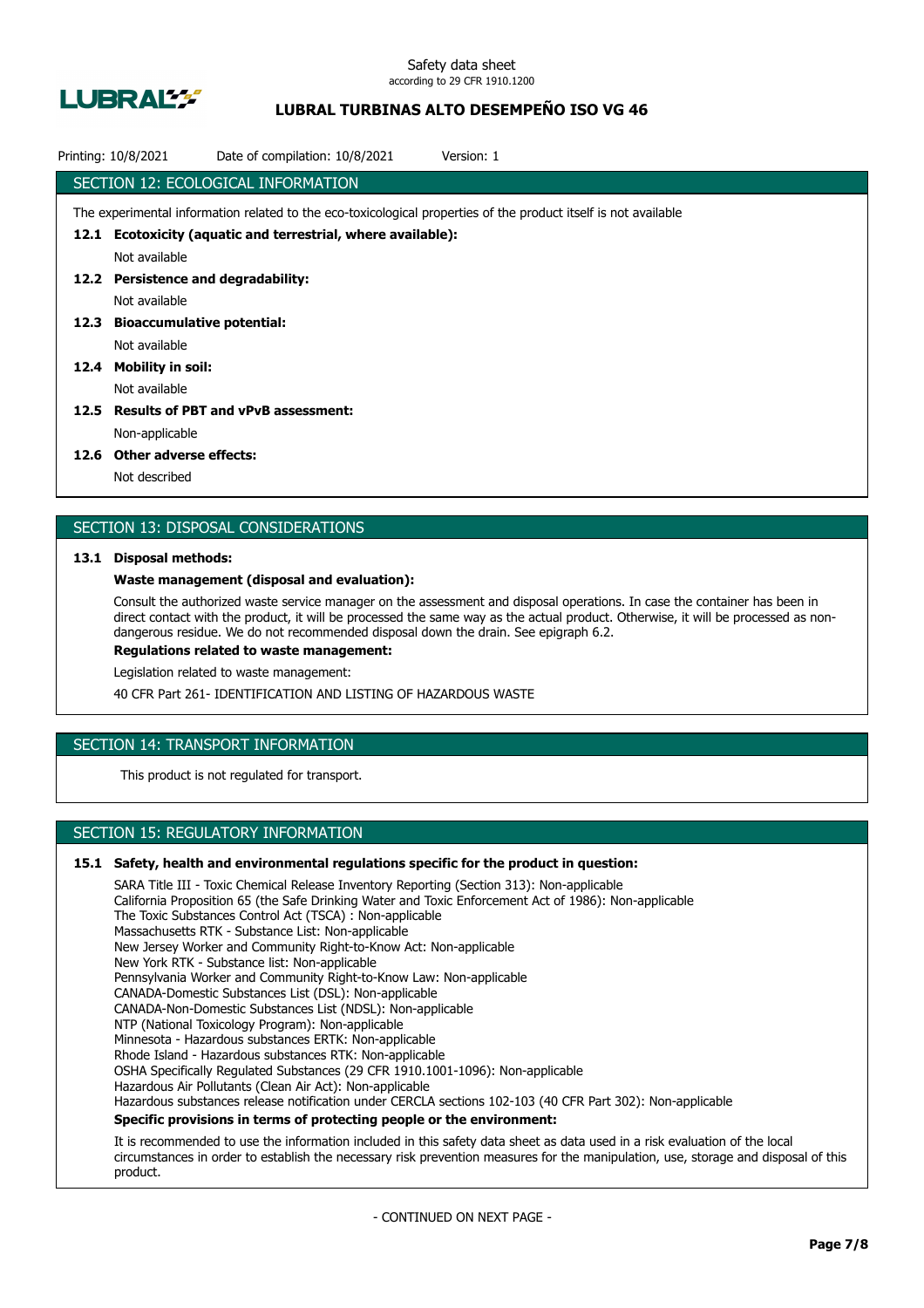## SECTION 12: ECOLOGICAL INFORMATION

The experimental information related to the eco-toxicological properties of the product itself is not available

**12.1 Ecotoxicity (aquatic and terrestrial, where available):**

Not available

**12.2 Persistence and degradability:**

Not available

**12.3 Bioaccumulative potential:**

Not available

**12.4 Mobility in soil:**

Not available

**12.5 Results of PBT and vPvB assessment:**

Non-applicable

**12.6 Other adverse effects:**

Not described

## SECTION 13: DISPOSAL CONSIDERATIONS

**13.1 Disposal methods:**

**Waste management (disposal and evaluation):**

Consult the authorized waste service manager on the assessment and disposal operations. In case the container has been in direct contact with the product, it will be processed the same way as the actual product. Otherwise, it will be processed as non-dangerous residue. We do not recommended disposal down the drain. See epigraph 6.2.

**Regulations related to waste management:**

Legislation related to waste management:

40 CFR Part 261- IDENTIFICATION AND LISTING OF HAZARDOUS WASTE

## SECTION 14: TRANSPORT INFORMATION

This product is not regulated for transport.

## SECTION 15: REGULATORY INFORMATION

**15.1 Safety, health and environmental regulations specific for the product in question:**

SARA Title III - Toxic Chemical Release Inventory Reporting (Section 313): Non-applicable
California Proposition 65 (the Safe Drinking Water and Toxic Enforcement Act of 1986): Non-applicable
The Toxic Substances Control Act (TSCA) : Non-applicable
Massachusetts RTK - Substance List: Non-applicable
New Jersey Worker and Community Right-to-Know Act: Non-applicable
New York RTK - Substance list: Non-applicable
Pennsylvania Worker and Community Right-to-Know Law: Non-applicable
CANADA-Domestic Substances List (DSL): Non-applicable
CANADA-Non-Domestic Substances List (NDSL): Non-applicable
NTP (National Toxicology Program): Non-applicable
Minnesota - Hazardous substances ERTK: Non-applicable
Rhode Island - Hazardous substances RTK: Non-applicable
OSHA Specifically Regulated Substances (29 CFR 1910.1001-1096): Non-applicable
Hazardous Air Pollutants (Clean Air Act): Non-applicable
Hazardous substances release notification under CERCLA sections 102-103 (40 CFR Part 302): Non-applicable

**Specific provisions in terms of protecting people or the environment:**

It is recommended to use the information included in this safety data sheet as data used in a risk evaluation of the local circumstances in order to establish the necessary risk prevention measures for the manipulation, use, storage and disposal of this product.

- CONTINUED ON NEXT PAGE -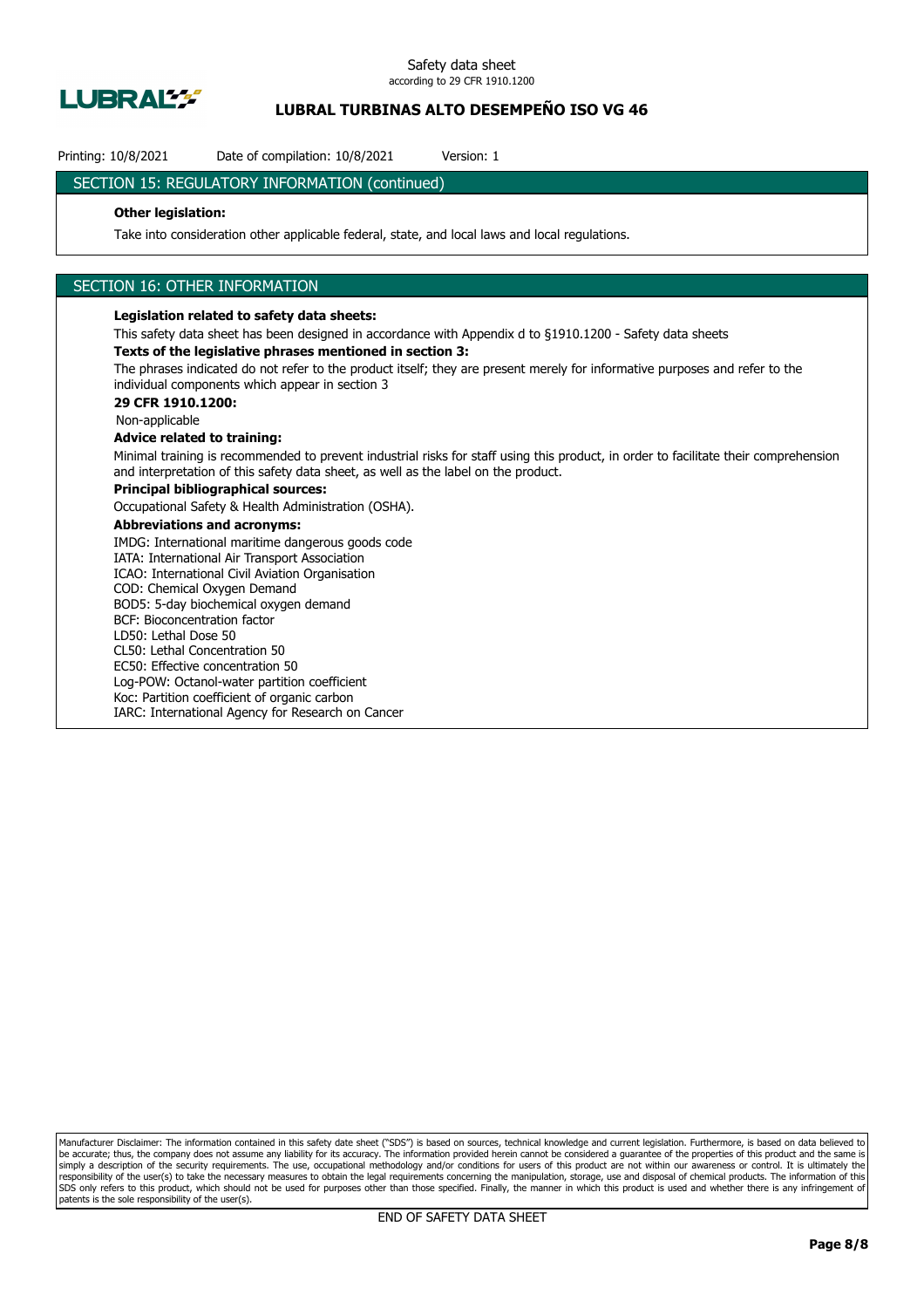## SECTION 15: REGULATORY INFORMATION (continued)

**Other legislation:**

Take into consideration other applicable federal, state, and local laws and local regulations.

## SECTION 16: OTHER INFORMATION

**Legislation related to safety data sheets:**

This safety data sheet has been designed in accordance with Appendix d to §1910.1200 - Safety data sheets

**Texts of the legislative phrases mentioned in section 3:**

The phrases indicated do not refer to the product itself; they are present merely for informative purposes and refer to the individual components which appear in section 3

**29 CFR 1910.1200:**

Non-applicable

**Advice related to training:**

Minimal training is recommended to prevent industrial risks for staff using this product, in order to facilitate their comprehension and interpretation of this safety data sheet, as well as the label on the product.

**Principal bibliographical sources:**

Occupational Safety & Health Administration (OSHA).

**Abbreviations and acronyms:**

IMDG: International maritime dangerous goods code
IATA: International Air Transport Association
ICAO: International Civil Aviation Organisation
COD: Chemical Oxygen Demand
BOD5: 5-day biochemical oxygen demand
BCF: Bioconcentration factor
LD50: Lethal Dose 50
CL50: Lethal Concentration 50
EC50: Effective concentration 50
Log-POW: Octanol-water partition coefficient
Koc: Partition coefficient of organic carbon
IARC: International Agency for Research on Cancer

Manufacturer Disclaimer: The information contained in this safety date sheet ("SDS") is based on sources, technical knowledge and current legislation. Furthermore, is based on data believed to be accurate; thus, the company does not assume any liability for its accuracy. The information provided herein cannot be considered a guarantee of the properties of this product and the same is simply a description of the security requirements. The use, occupational methodology and/or conditions for users of this product are not within our awareness or control. It is ultimately the responsibility of the user(s) to take the necessary measures to obtain the legal requirements concerning the manipulation, storage, use and disposal of chemical products. The information of this SDS only refers to this product, which should not be used for purposes other than those specified. Finally, the manner in which this product is used and whether there is any infringement of patents is the sole responsibility of the user(s).

END OF SAFETY DATA SHEET